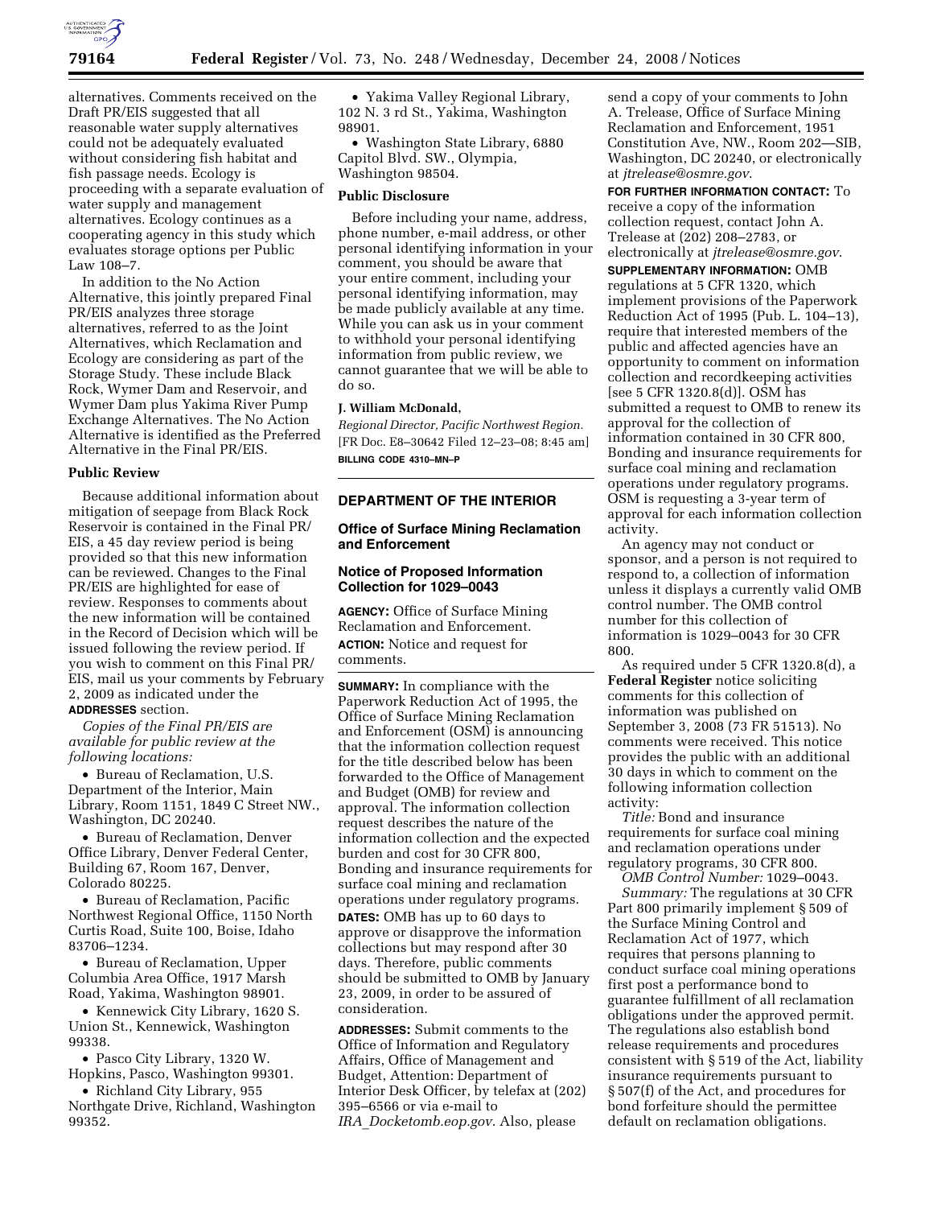alternatives. Comments received on the Draft PR/EIS suggested that all reasonable water supply alternatives could not be adequately evaluated without considering fish habitat and fish passage needs. Ecology is proceeding with a separate evaluation of water supply and management alternatives. Ecology continues as a cooperating agency in this study which evaluates storage options per Public Law 108–7.

In addition to the No Action Alternative, this jointly prepared Final PR/EIS analyzes three storage alternatives, referred to as the Joint Alternatives, which Reclamation and Ecology are considering as part of the Storage Study. These include Black Rock, Wymer Dam and Reservoir, and Wymer Dam plus Yakima River Pump Exchange Alternatives. The No Action Alternative is identified as the Preferred Alternative in the Final PR/EIS.

## Public Review

Because additional information about mitigation of seepage from Black Rock Reservoir is contained in the Final PR/EIS, a 45 day review period is being provided so that this new information can be reviewed. Changes to the Final PR/EIS are highlighted for ease of review. Responses to comments about the new information will be contained in the Record of Decision which will be issued following the review period. If you wish to comment on this Final PR/EIS, mail us your comments by February 2, 2009 as indicated under the **ADDRESSES** section.

*Copies of the Final PR/EIS are available for public review at the following locations:*

- Bureau of Reclamation, U.S. Department of the Interior, Main Library, Room 1151, 1849 C Street NW., Washington, DC 20240.
- Bureau of Reclamation, Denver Office Library, Denver Federal Center, Building 67, Room 167, Denver, Colorado 80225.
- Bureau of Reclamation, Pacific Northwest Regional Office, 1150 North Curtis Road, Suite 100, Boise, Idaho 83706–1234.
- Bureau of Reclamation, Upper Columbia Area Office, 1917 Marsh Road, Yakima, Washington 98901.
- Kennewick City Library, 1620 S. Union St., Kennewick, Washington 99338.
- Pasco City Library, 1320 W. Hopkins, Pasco, Washington 99301.
- Richland City Library, 955 Northgate Drive, Richland, Washington 99352.
- Yakima Valley Regional Library, 102 N. 3 rd St., Yakima, Washington 98901.
- Washington State Library, 6880 Capitol Blvd. SW., Olympia, Washington 98504.

## Public Disclosure

Before including your name, address, phone number, e-mail address, or other personal identifying information in your comment, you should be aware that your entire comment, including your personal identifying information, may be made publicly available at any time. While you can ask us in your comment to withhold your personal identifying information from public review, we cannot guarantee that we will be able to do so.

**J. William McDonald,**

*Regional Director, Pacific Northwest Region.*

[FR Doc. E8–30642 Filed 12–23–08; 8:45 am]

**BILLING CODE 4310–MN–P**

---

## DEPARTMENT OF THE INTERIOR

### Office of Surface Mining Reclamation and Enforcement

### Notice of Proposed Information Collection for 1029–0043

**AGENCY:** Office of Surface Mining Reclamation and Enforcement.

**ACTION:** Notice and request for comments.

**SUMMARY:** In compliance with the Paperwork Reduction Act of 1995, the Office of Surface Mining Reclamation and Enforcement (OSM) is announcing that the information collection request for the title described below has been forwarded to the Office of Management and Budget (OMB) for review and approval. The information collection request describes the nature of the information collection and the expected burden and cost for 30 CFR 800, Bonding and insurance requirements for surface coal mining and reclamation operations under regulatory programs.

**DATES:** OMB has up to 60 days to approve or disapprove the information collections but may respond after 30 days. Therefore, public comments should be submitted to OMB by January 23, 2009, in order to be assured of consideration.

**ADDRESSES:** Submit comments to the Office of Information and Regulatory Affairs, Office of Management and Budget, Attention: Department of Interior Desk Officer, by telefax at (202) 395–6566 or via e-mail to *IRA_Docketomb.eop.gov*. Also, please send a copy of your comments to John A. Trelease, Office of Surface Mining Reclamation and Enforcement, 1951 Constitution Ave, NW., Room 202—SIB, Washington, DC 20240, or electronically at *jtrelease@osmre.gov*.

**FOR FURTHER INFORMATION CONTACT:** To receive a copy of the information collection request, contact John A. Trelease at (202) 208–2783, or electronically at *jtrelease@osmre.gov*.

**SUPPLEMENTARY INFORMATION:** OMB regulations at 5 CFR 1320, which implement provisions of the Paperwork Reduction Act of 1995 (Pub. L. 104–13), require that interested members of the public and affected agencies have an opportunity to comment on information collection and recordkeeping activities [see 5 CFR 1320.8(d)]. OSM has submitted a request to OMB to renew its approval for the collection of information contained in 30 CFR 800, Bonding and insurance requirements for surface coal mining and reclamation operations under regulatory programs. OSM is requesting a 3-year term of approval for each information collection activity.

An agency may not conduct or sponsor, and a person is not required to respond to, a collection of information unless it displays a currently valid OMB control number. The OMB control number for this collection of information is 1029–0043 for 30 CFR 800.

As required under 5 CFR 1320.8(d), a **Federal Register** notice soliciting comments for this collection of information was published on September 3, 2008 (73 FR 51513). No comments were received. This notice provides the public with an additional 30 days in which to comment on the following information collection activity:

*Title:* Bond and insurance requirements for surface coal mining and reclamation operations under regulatory programs, 30 CFR 800.

*OMB Control Number:* 1029–0043.

*Summary:* The regulations at 30 CFR Part 800 primarily implement § 509 of the Surface Mining Control and Reclamation Act of 1977, which requires that persons planning to conduct surface coal mining operations first post a performance bond to guarantee fulfillment of all reclamation obligations under the approved permit. The regulations also establish bond release requirements and procedures consistent with § 519 of the Act, liability insurance requirements pursuant to § 507(f) of the Act, and procedures for bond forfeiture should the permittee default on reclamation obligations.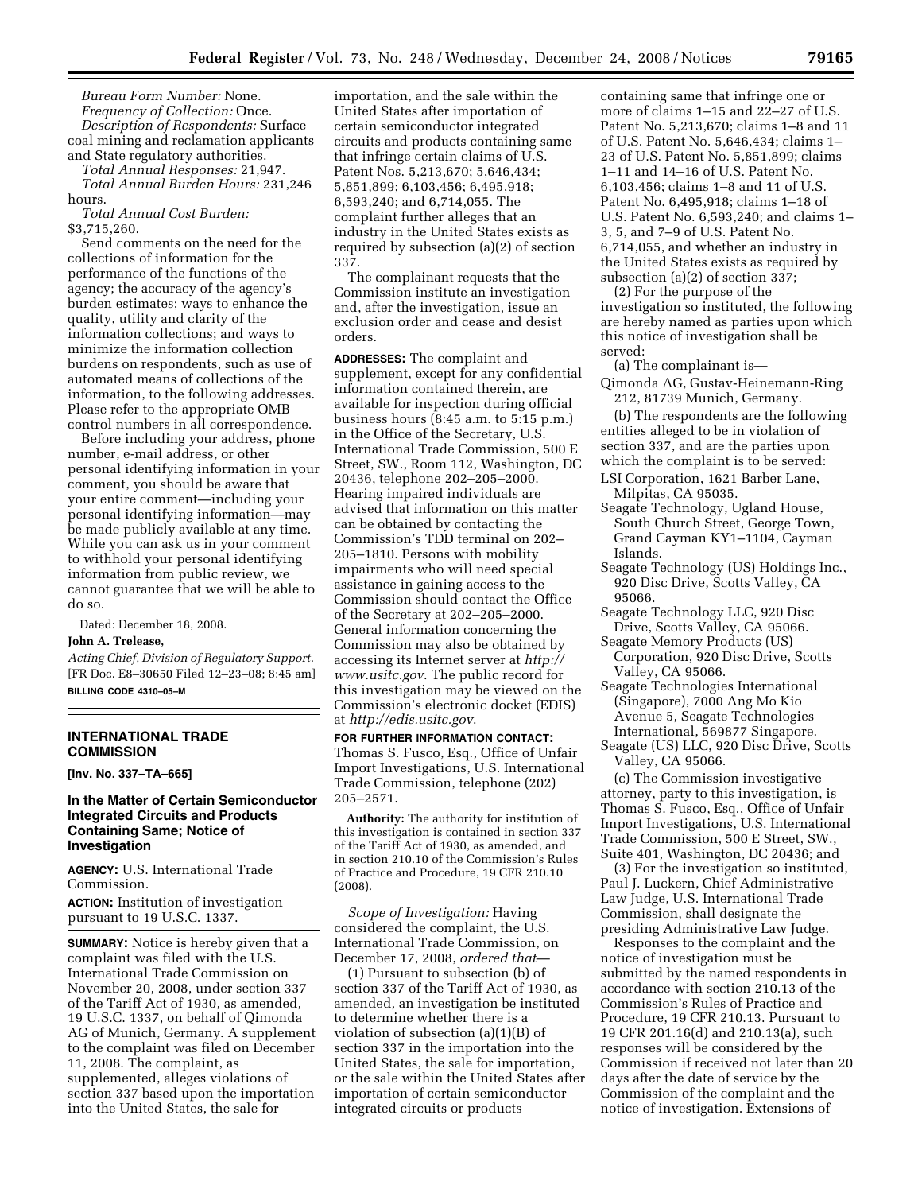*Bureau Form Number:* None.

*Frequency of Collection:* Once.

*Description of Respondents:* Surface coal mining and reclamation applicants and State regulatory authorities.

*Total Annual Responses:* 21,947.

*Total Annual Burden Hours:* 231,246 hours.

*Total Annual Cost Burden:* $3,715,260.

Send comments on the need for the collections of information for the performance of the functions of the agency; the accuracy of the agency's burden estimates; ways to enhance the quality, utility and clarity of the information collections; and ways to minimize the information collection burdens on respondents, such as use of automated means of collections of the information, to the following addresses. Please refer to the appropriate OMB control numbers in all correspondence.

Before including your address, phone number, e-mail address, or other personal identifying information in your comment, you should be aware that your entire comment—including your personal identifying information—may be made publicly available at any time. While you can ask us in your comment to withhold your personal identifying information from public review, we cannot guarantee that we will be able to do so.

Dated: December 18, 2008.

**John A. Trelease,**

*Acting Chief, Division of Regulatory Support.*

[FR Doc. E8–30650 Filed 12–23–08; 8:45 am]

**BILLING CODE 4310–05–M**

## INTERNATIONAL TRADE COMMISSION

**[Inv. No. 337–TA–665]**

### In the Matter of Certain Semiconductor Integrated Circuits and Products Containing Same; Notice of Investigation

**AGENCY:** U.S. International Trade Commission.

**ACTION:** Institution of investigation pursuant to 19 U.S.C. 1337.

**SUMMARY:** Notice is hereby given that a complaint was filed with the U.S. International Trade Commission on November 20, 2008, under section 337 of the Tariff Act of 1930, as amended, 19 U.S.C. 1337, on behalf of Qimonda AG of Munich, Germany. A supplement to the complaint was filed on December 11, 2008. The complaint, as supplemented, alleges violations of section 337 based upon the importation into the United States, the sale for importation, and the sale within the United States after importation of certain semiconductor integrated circuits and products containing same that infringe certain claims of U.S. Patent Nos. 5,213,670; 5,646,434; 5,851,899; 6,103,456; 6,495,918; 6,593,240; and 6,714,055. The complaint further alleges that an industry in the United States exists as required by subsection (a)(2) of section 337.

The complainant requests that the Commission institute an investigation and, after the investigation, issue an exclusion order and cease and desist orders.

**ADDRESSES:** The complaint and supplement, except for any confidential information contained therein, are available for inspection during official business hours (8:45 a.m. to 5:15 p.m.) in the Office of the Secretary, U.S. International Trade Commission, 500 E Street, SW., Room 112, Washington, DC 20436, telephone 202–205–2000. Hearing impaired individuals are advised that information on this matter can be obtained by contacting the Commission's TDD terminal on 202–205–1810. Persons with mobility impairments who will need special assistance in gaining access to the Commission should contact the Office of the Secretary at 202–205–2000. General information concerning the Commission may also be obtained by accessing its Internet server at *http://www.usitc.gov*. The public record for this investigation may be viewed on the Commission's electronic docket (EDIS) at *http://edis.usitc.gov*.

**FOR FURTHER INFORMATION CONTACT:** Thomas S. Fusco, Esq., Office of Unfair Import Investigations, U.S. International Trade Commission, telephone (202) 205–2571.

**Authority:** The authority for institution of this investigation is contained in section 337 of the Tariff Act of 1930, as amended, and in section 210.10 of the Commission's Rules of Practice and Procedure, 19 CFR 210.10 (2008).

*Scope of Investigation:* Having considered the complaint, the U.S. International Trade Commission, on December 17, 2008, *ordered that*—

(1) Pursuant to subsection (b) of section 337 of the Tariff Act of 1930, as amended, an investigation be instituted to determine whether there is a violation of subsection (a)(1)(B) of section 337 in the importation into the United States, the sale for importation, or the sale within the United States after importation of certain semiconductor integrated circuits or products containing same that infringe one or more of claims 1–15 and 22–27 of U.S. Patent No. 5,213,670; claims 1–8 and 11 of U.S. Patent No. 5,646,434; claims 1–23 of U.S. Patent No. 5,851,899; claims 1–11 and 14–16 of U.S. Patent No. 6,103,456; claims 1–8 and 11 of U.S. Patent No. 6,495,918; claims 1–18 of U.S. Patent No. 6,593,240; and claims 1–3, 5, and 7–9 of U.S. Patent No. 6,714,055, and whether an industry in the United States exists as required by subsection (a)(2) of section 337;

(2) For the purpose of the investigation so instituted, the following are hereby named as parties upon which this notice of investigation shall be served:

(a) The complainant is—

Qimonda AG, Gustav-Heinemann-Ring 212, 81739 Munich, Germany.

(b) The respondents are the following entities alleged to be in violation of section 337, and are the parties upon which the complaint is to be served:

LSI Corporation, 1621 Barber Lane, Milpitas, CA 95035.

Seagate Technology, Ugland House, South Church Street, George Town, Grand Cayman KY1–1104, Cayman Islands.

Seagate Technology (US) Holdings Inc., 920 Disc Drive, Scotts Valley, CA 95066.

Seagate Technology LLC, 920 Disc Drive, Scotts Valley, CA 95066.

Seagate Memory Products (US) Corporation, 920 Disc Drive, Scotts Valley, CA 95066.

Seagate Technologies International (Singapore), 7000 Ang Mo Kio Avenue 5, Seagate Technologies International, 569877 Singapore.

Seagate (US) LLC, 920 Disc Drive, Scotts Valley, CA 95066.

(c) The Commission investigative attorney, party to this investigation, is Thomas S. Fusco, Esq., Office of Unfair Import Investigations, U.S. International Trade Commission, 500 E Street, SW., Suite 401, Washington, DC 20436; and

(3) For the investigation so instituted, Paul J. Luckern, Chief Administrative Law Judge, U.S. International Trade Commission, shall designate the presiding Administrative Law Judge.

Responses to the complaint and the notice of investigation must be submitted by the named respondents in accordance with section 210.13 of the Commission's Rules of Practice and Procedure, 19 CFR 210.13. Pursuant to 19 CFR 201.16(d) and 210.13(a), such responses will be considered by the Commission if received not later than 20 days after the date of service by the Commission of the complaint and the notice of investigation. Extensions of